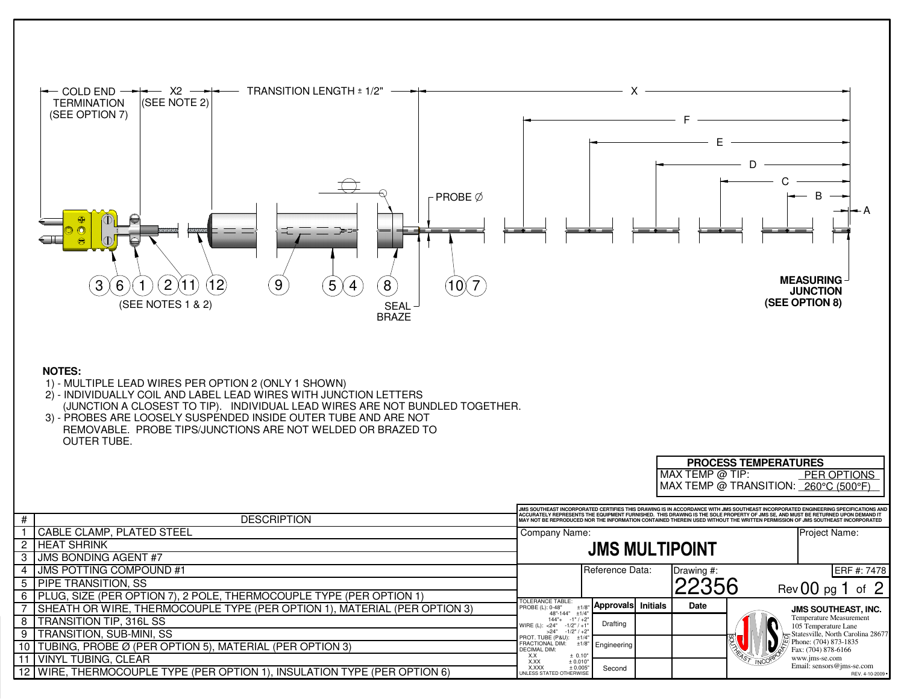COLD END TERMINATION (SEE OPTION 7) — X2 (SEE NOTE 2) — TRANSITION LENGTH ± 1/2" — X

F

E

D

C

B

A

PROBE Ø

3 6 1 2 11 12 — 9 — 5 4 — 8 — 10 7

(SEE NOTES 1 & 2)

SEAL BRAZE

**MEASURING JUNCTION (SEE OPTION 8)**

**NOTES:**

1) - MULTIPLE LEAD WIRES PER OPTION 2 (ONLY 1 SHOWN)
2) - INDIVIDUALLY COIL AND LABEL LEAD WIRES WITH JUNCTION LETTERS (JUNCTION A CLOSEST TO TIP). INDIVIDUAL LEAD WIRES ARE NOT BUNDLED TOGETHER.
3) - PROBES ARE LOOSELY SUSPENDED INSIDE OUTER TUBE AND ARE NOT REMOVABLE. PROBE TIPS/JUNCTIONS ARE NOT WELDED OR BRAZED TO OUTER TUBE.

| **PROCESS TEMPERATURES** | |
|---|---|
| MAX TEMP @ TIP: | PER OPTIONS |
| MAX TEMP @ TRANSITION: | 260°C (500°F) |

| # | DESCRIPTION |
|---|---|
| 1 | CABLE CLAMP, PLATED STEEL |
| 2 | HEAT SHRINK |
| 3 | JMS BONDING AGENT #7 |
| 4 | JMS POTTING COMPOUND #1 |
| 5 | PIPE TRANSITION, SS |
| 6 | PLUG, SIZE (PER OPTION 7), 2 POLE, THERMOCOUPLE TYPE (PER OPTION 1) |
| 7 | SHEATH OR WIRE, THERMOCOUPLE TYPE (PER OPTION 1), MATERIAL (PER OPTION 3) |
| 8 | TRANSITION TIP, 316L SS |
| 9 | TRANSITION, SUB-MINI, SS |
| 10 | TUBING, PROBE Ø (PER OPTION 5), MATERIAL (PER OPTION 3) |
| 11 | VINYL TUBING, CLEAR |
| 12 | WIRE, THERMOCOUPLE TYPE (PER OPTION 1), INSULATION TYPE (PER OPTION 6) |

JMS SOUTHEAST INCORPORATED CERTIFIES THIS DRAWING IS IN ACCORDANCE WITH JMS SOUTHEAST INCORPORATED ENGINEERING SPECIFICATIONS AND ACCURATELY REPRESENTS THE EQUIPMENT FURNISHED. THIS DRAWING IS THE SOLE PROPERTY OF JMS SE, AND MUST BE RETURNED UPON DEMAND IT MAY NOT BE REPRODUCED NOR THE INFORMATION CONTAINED THEREIN USED WITHOUT THE WRITTEN PERMISSION OF JMS SOUTHEAST INCORPORATED

Company Name: **JMS MULTIPOINT**

Project Name:

Reference Data:

Drawing #: 22356 — Rev 00 pg 1 of 2 — ERF #: 7478

TOLERANCE TABLE:
PROBE (L): 0-48" ±1/8"; 48"-144" ±1/4"; 144"+ -1" / +2"
WIRE (L): <24" -1/2" / +1"; >24" -1/2" / +2"
PROT. TUBE (P&U): ±1/4"
FRACTIONAL DIM: ±1/8"
DECIMAL DIM: X.X ± 0.10"; X.XX ± 0.010"; X.XXX ± 0.005"
UNLESS STATED OTHERWISE

| Approvals | Initials | Date |
|---|---|---|
| Drafting | | |
| Engineering | | |
| Second | | |

**JMS SOUTHEAST, INC.**
Temperature Measurement
105 Temperature Lane
Statesville, North Carolina 28677
Phone: (704) 873-1835
Fax: (704) 878-6166
www.jms-se.com
Email: sensors@jms-se.com

REV. 4-10-2009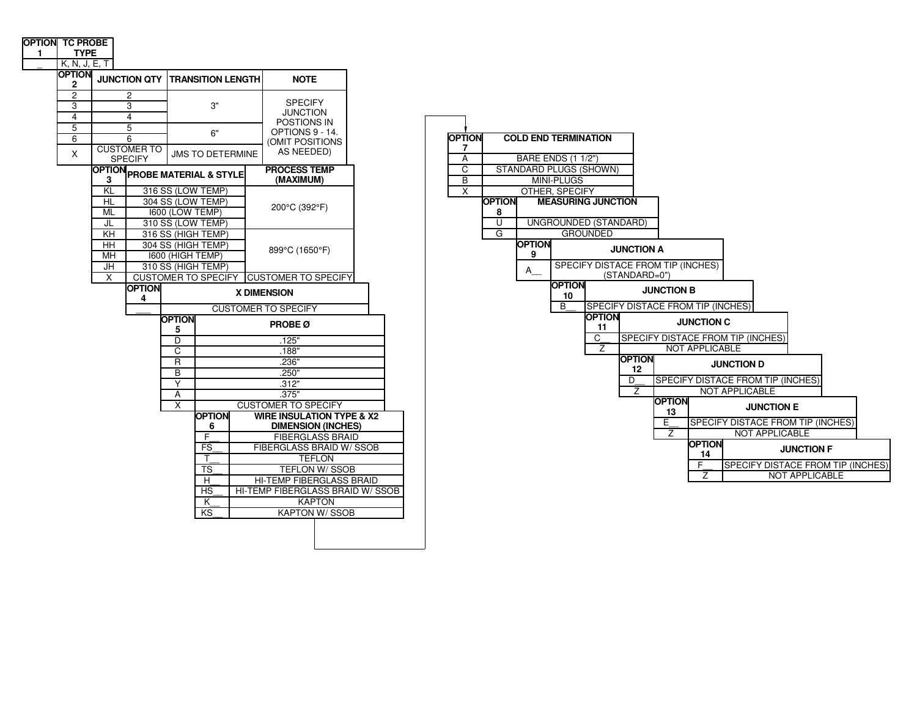| OPTION 1 | TC PROBE TYPE |
|---|---|
| _ | K, N, J, E, T |

| OPTION 2 | JUNCTION QTY | TRANSITION LENGTH | NOTE |
|---|---|---|---|
| 2 | 2 | 3" | SPECIFY JUNCTION POSTIONS IN OPTIONS 9 - 14. (OMIT POSITIONS AS NEEDED) |
| 3 | 3 | | |
| 4 | 4 | | |
| 5 | 5 | 6" | |
| 6 | 6 | | |
| X | CUSTOMER TO SPECIFY | JMS TO DETERMINE | |

| OPTION 3 | PROBE MATERIAL & STYLE | PROCESS TEMP (MAXIMUM) |
|---|---|---|
| KL | 316 SS (LOW TEMP) | 200°C (392°F) |
| HL | 304 SS (LOW TEMP) | |
| ML | I600 (LOW TEMP) | |
| JL | 310 SS (LOW TEMP) | |
| KH | 316 SS (HIGH TEMP) | 899°C (1650°F) |
| HH | 304 SS (HIGH TEMP) | |
| MH | I600 (HIGH TEMP) | |
| JH | 310 SS (HIGH TEMP) | |
| X | CUSTOMER TO SPECIFY | CUSTOMER TO SPECIFY |

| OPTION 4 | X DIMENSION |
|---|---|
| ___ | CUSTOMER TO SPECIFY |

| OPTION 5 | PROBE Ø |
|---|---|
| D | .125" |
| C | .188" |
| R | .236" |
| B | .250" |
| Y | .312" |
| A | .375" |
| X | CUSTOMER TO SPECIFY |

| OPTION 6 | WIRE INSULATION TYPE & X2 DIMENSION (INCHES) |
|---|---|
| F__ | FIBERGLASS BRAID |
| FS__ | FIBERGLASS BRAID W/ SSOB |
| T__ | TEFLON |
| TS__ | TEFLON W/ SSOB |
| H__ | HI-TEMP FIBERGLASS BRAID |
| HS__ | HI-TEMP FIBERGLASS BRAID W/ SSOB |
| K__ | KAPTON |
| KS__ | KAPTON W/ SSOB |

| OPTION 7 | COLD END TERMINATION |
|---|---|
| A | BARE ENDS (1 1/2") |
| C | STANDARD PLUGS (SHOWN) |
| B | MINI-PLUGS |
| X | OTHER, SPECIFY |

| OPTION 8 | MEASURING JUNCTION |
|---|---|
| U | UNGROUNDED (STANDARD) |
| G | GROUNDED |

| OPTION 9 | JUNCTION A |
|---|---|
| A__ | SPECIFY DISTACE FROM TIP (INCHES) (STANDARD=0") |

| OPTION 10 | JUNCTION B |
|---|---|
| B__ | SPECIFY DISTACE FROM TIP (INCHES) |

| OPTION 11 | JUNCTION C |
|---|---|
| C__ | SPECIFY DISTACE FROM TIP (INCHES) |
| Z | NOT APPLICABLE |

| OPTION 12 | JUNCTION D |
|---|---|
| D__ | SPECIFY DISTACE FROM TIP (INCHES) |
| Z | NOT APPLICABLE |

| OPTION 13 | JUNCTION E |
|---|---|
| E__ | SPECIFY DISTACE FROM TIP (INCHES) |
| Z | NOT APPLICABLE |

| OPTION 14 | JUNCTION F |
|---|---|
| F__ | SPECIFY DISTACE FROM TIP (INCHES) |
| Z | NOT APPLICABLE |